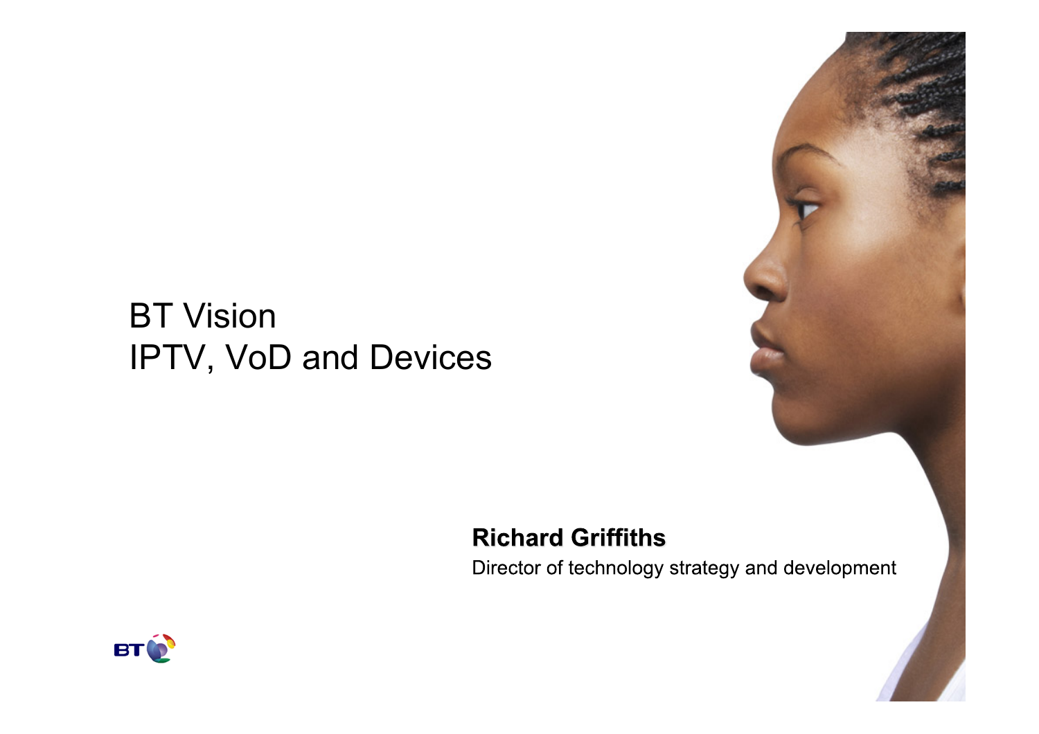# BT Vision
# IPTV, VoD and Devices

**Richard Griffiths**

Director of technology strategy and development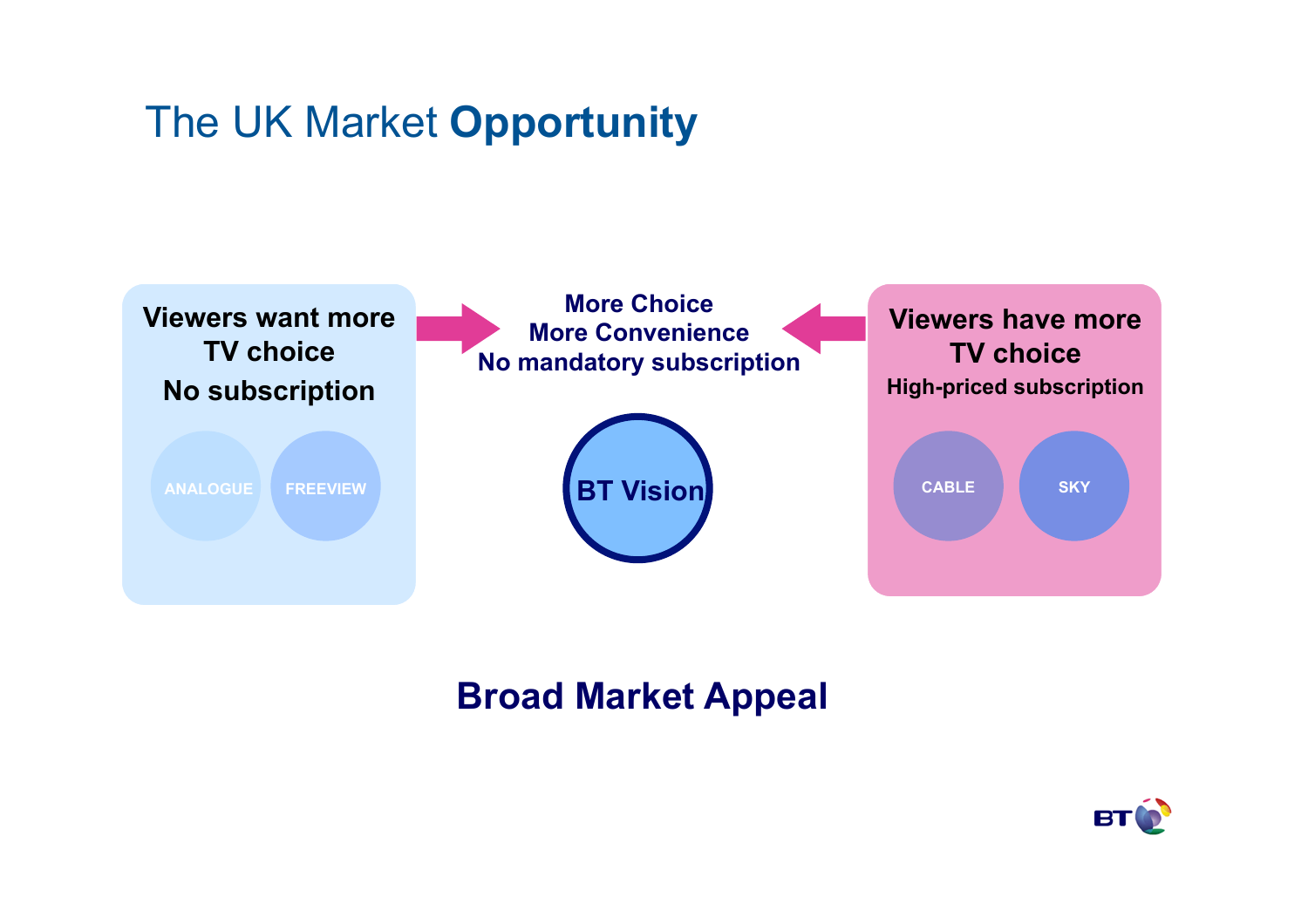# The UK Market **Opportunity**

**Viewers want more TV choice**

**No subscription**

ANALOGUE

FREEVIEW

**More Choice**
**More Convenience**
**No mandatory subscription**

**BT Vision**

**Viewers have more TV choice**

**High-priced subscription**

CABLE

SKY

**Broad Market Appeal**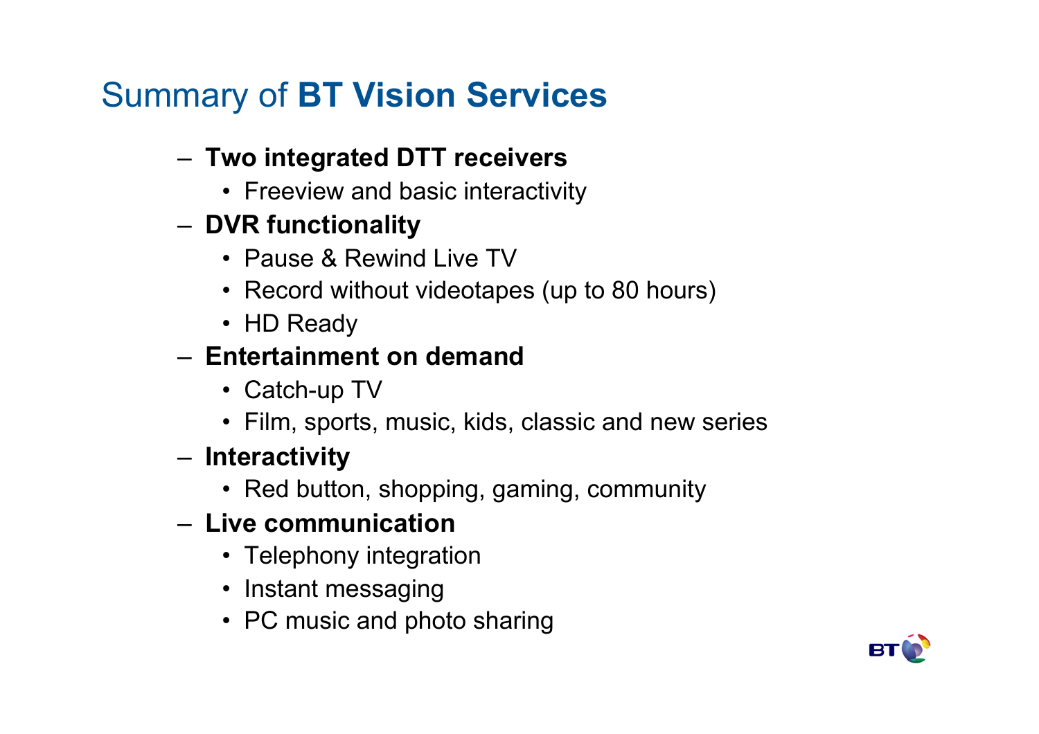# Summary of **BT Vision Services**

- **Two integrated DTT receivers**
  - Freeview and basic interactivity
- **DVR functionality**
  - Pause & Rewind Live TV
  - Record without videotapes (up to 80 hours)
  - HD Ready
- **Entertainment on demand**
  - Catch-up TV
  - Film, sports, music, kids, classic and new series
- **Interactivity**
  - Red button, shopping, gaming, community
- **Live communication**
  - Telephony integration
  - Instant messaging
  - PC music and photo sharing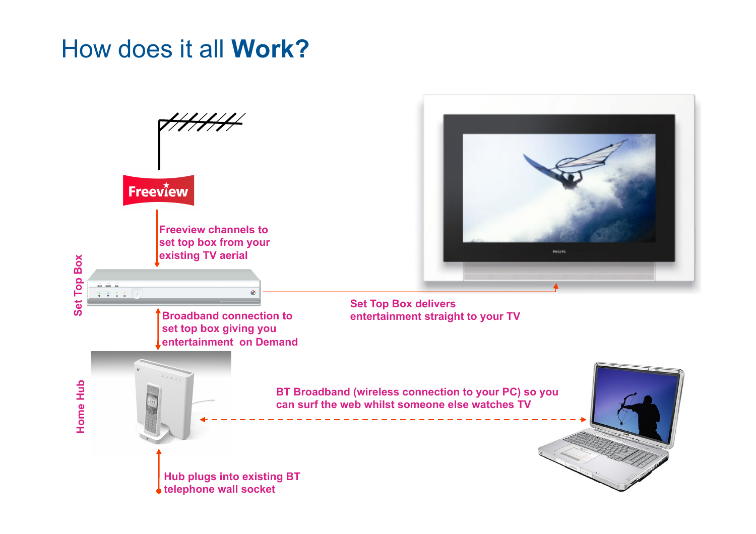# How does it all **Work?**

Freeview

Freeview channels to set top box from your existing TV aerial

Set Top Box

Set Top Box delivers entertainment straight to your TV

Broadband connection to set top box giving you entertainment on Demand

Home Hub

BT Broadband (wireless connection to your PC) so you can surf the web whilst someone else watches TV

Hub plugs into existing BT telephone wall socket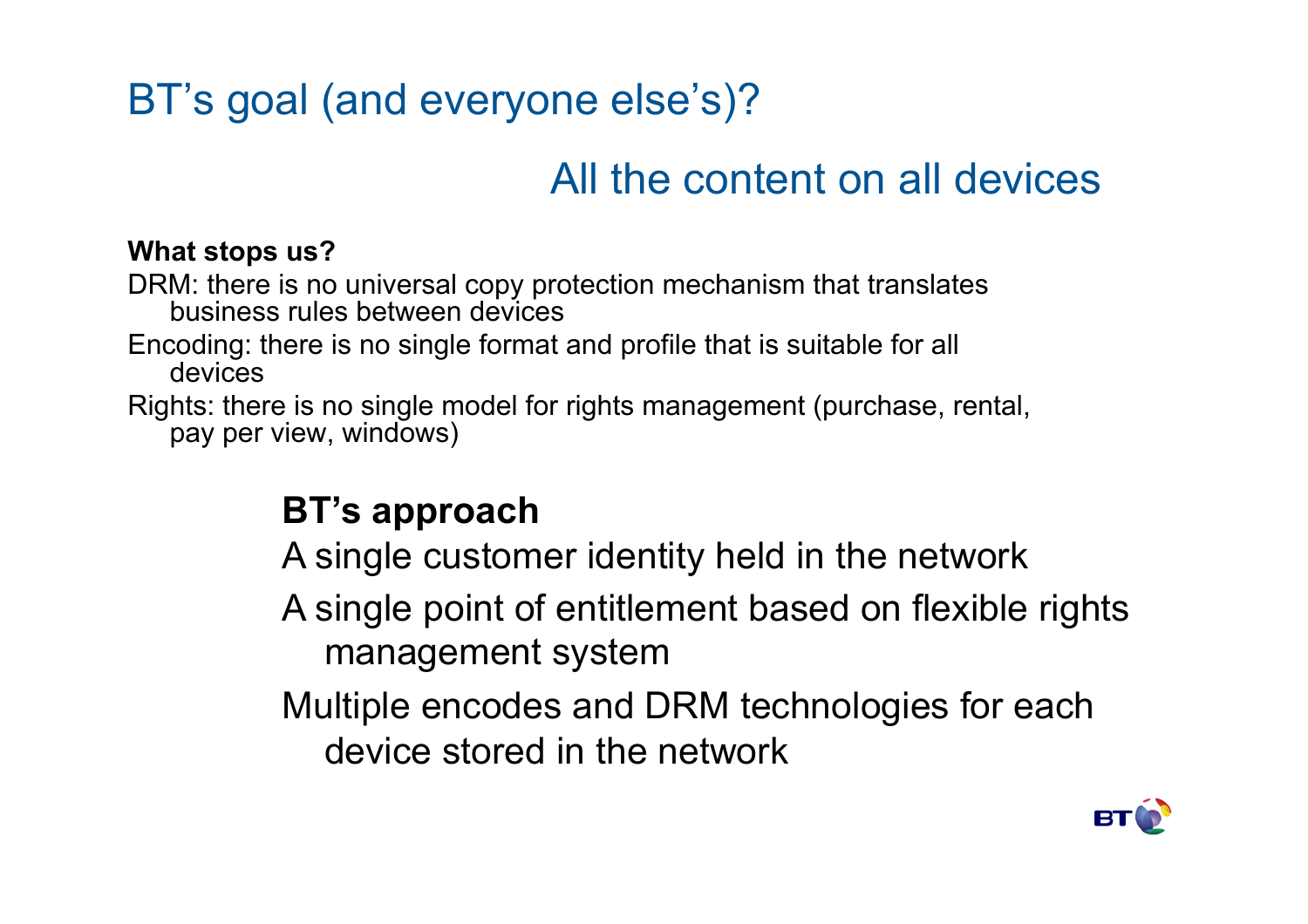# BT's goal (and everyone else's)?

## All the content on all devices

**What stops us?**

DRM: there is no universal copy protection mechanism that translates business rules between devices

Encoding: there is no single format and profile that is suitable for all devices

Rights: there is no single model for rights management (purchase, rental, pay per view, windows)

**BT's approach**

A single customer identity held in the network

A single point of entitlement based on flexible rights management system

Multiple encodes and DRM technologies for each device stored in the network